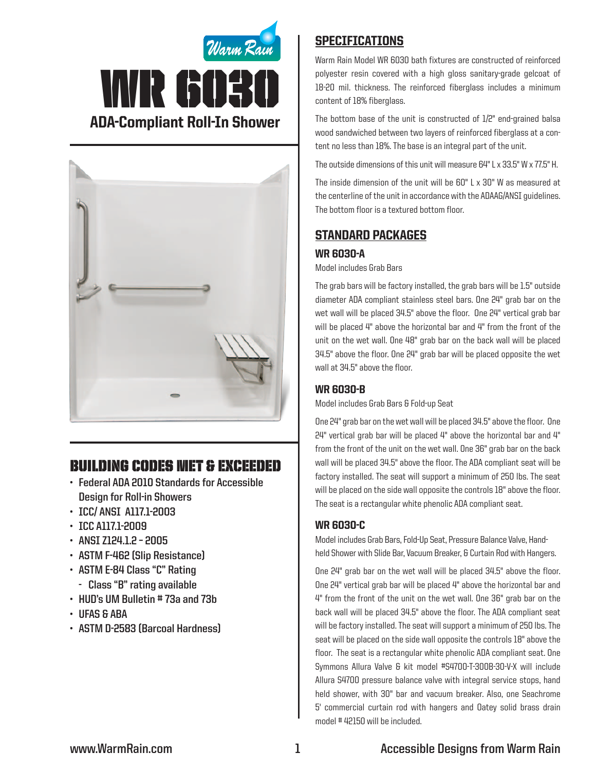Warm Rain

# WR 6030

## ADA-Compliant Roll-In Shower

## BUILDING CODES MET & EXCEEDED

- Federal ADA 2010 Standards for Accessible Design for Roll-in Showers
- ICC/ ANSI A117.1-2003
- ICC A117.1-2009
- ANSI Z124.1.2 – 2005
- ASTM F-462 (Slip Resistance)
- ASTM E-84 Class "C" Rating
  - Class "B" rating available
- HUD's UM Bulletin # 73a and 73b
- UFAS & ABA
- ASTM D-2583 (Barcoal Hardness)

## SPECIFICATIONS

Warm Rain Model WR 6030 bath fixtures are constructed of reinforced polyester resin covered with a high gloss sanitary-grade gelcoat of 18-20 mil. thickness. The reinforced fiberglass includes a minimum content of 18% fiberglass.

The bottom base of the unit is constructed of 1/2" end-grained balsa wood sandwiched between two layers of reinforced fiberglass at a content no less than 18%. The base is an integral part of the unit.

The outside dimensions of this unit will measure 64" L x 33.5" W x 77.5" H.

The inside dimension of the unit will be 60" L x 30" W as measured at the centerline of the unit in accordance with the ADAAG/ANSI guidelines. The bottom floor is a textured bottom floor.

## STANDARD PACKAGES

### WR 6030-A

Model includes Grab Bars

The grab bars will be factory installed, the grab bars will be 1.5" outside diameter ADA compliant stainless steel bars. One 24" grab bar on the wet wall will be placed 34.5" above the floor. One 24" vertical grab bar will be placed 4" above the horizontal bar and 4" from the front of the unit on the wet wall. One 48" grab bar on the back wall will be placed 34.5" above the floor. One 24" grab bar will be placed opposite the wet wall at 34.5" above the floor.

### WR 6030-B

Model includes Grab Bars & Fold-up Seat

One 24" grab bar on the wet wall will be placed 34.5" above the floor. One 24" vertical grab bar will be placed 4" above the horizontal bar and 4" from the front of the unit on the wet wall. One 36" grab bar on the back wall will be placed 34.5" above the floor. The ADA compliant seat will be factory installed. The seat will support a minimum of 250 lbs. The seat will be placed on the side wall opposite the controls 18" above the floor. The seat is a rectangular white phenolic ADA compliant seat.

### WR 6030-C

Model includes Grab Bars, Fold-Up Seat, Pressure Balance Valve, Hand-held Shower with Slide Bar, Vacuum Breaker, & Curtain Rod with Hangers.

One 24" grab bar on the wet wall will be placed 34.5" above the floor. One 24" vertical grab bar will be placed 4" above the horizontal bar and 4" from the front of the unit on the wet wall. One 36" grab bar on the back wall will be placed 34.5" above the floor. The ADA compliant seat will be factory installed. The seat will support a minimum of 250 lbs. The seat will be placed on the side wall opposite the controls 18" above the floor. The seat is a rectangular white phenolic ADA compliant seat. One Symmons Allura Valve & kit model #S4700-T-300B-30-V-X will include Allura S4700 pressure balance valve with integral service stops, hand held shower, with 30" bar and vacuum breaker. Also, one Seachrome 5' commercial curtain rod with hangers and Oatey solid brass drain model # 42150 will be included.

www.WarmRain.com | Accessible Designs from Warm Rain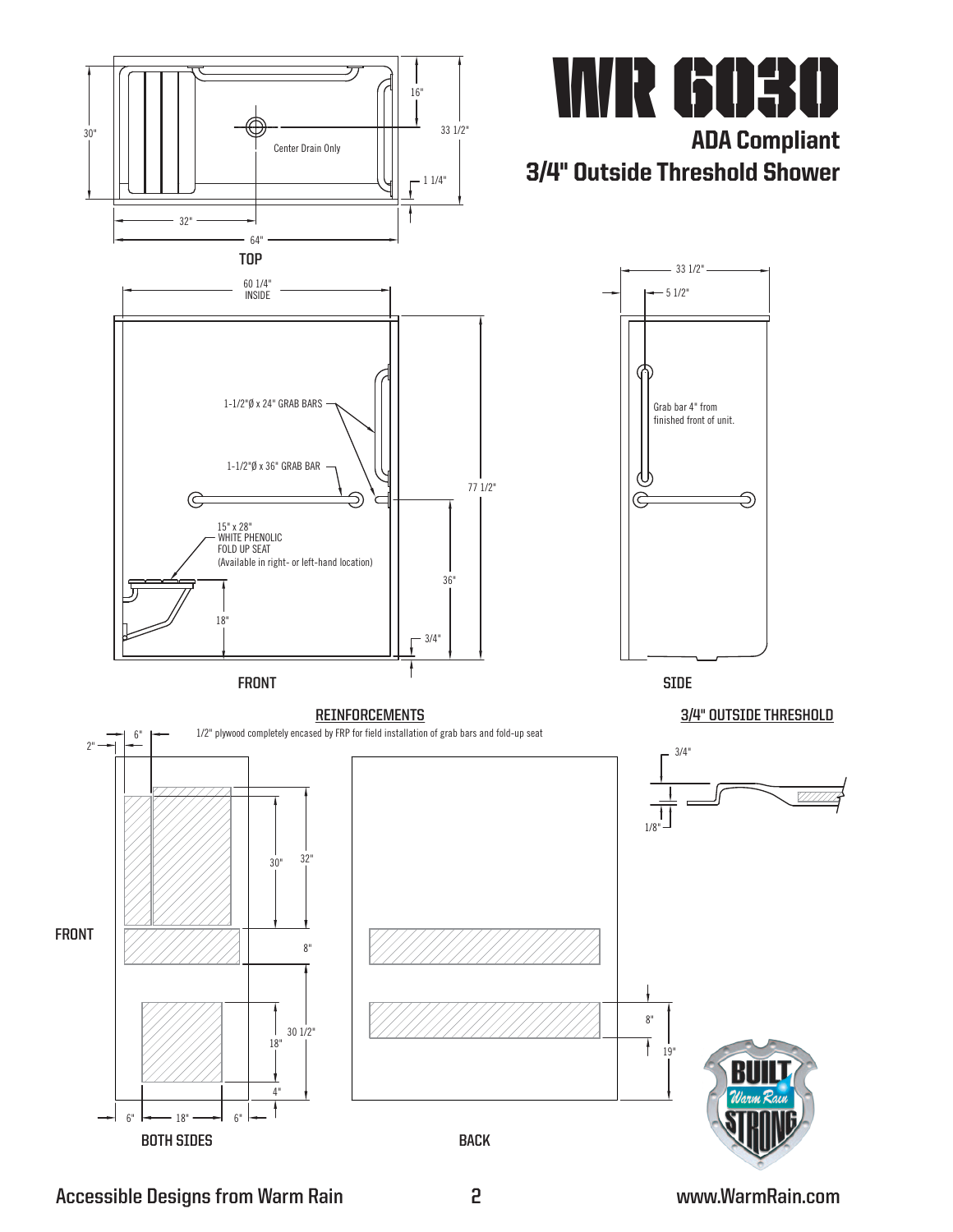# WR 6030

## ADA Compliant

## 3/4" Outside Threshold Shower

30"

16"

33 1/2"

Center Drain Only

1 1/4"

32"

64"

**TOP**

60 1/4"
INSIDE

1-1/2"Ø x 24" GRAB BARS

1-1/2"Ø x 36" GRAB BAR

15" x 28"
WHITE PHENOLIC
FOLD UP SEAT
(Available in right- or left-hand location)

18"

36"

77 1/2"

3/4"

**FRONT**

33 1/2"

5 1/2"

Grab bar 4" from finished front of unit.

**SIDE**

**REINFORCEMENTS**

1/2" plywood completely encased by FRP for field installation of grab bars and fold-up seat

2"

6"

30"

32"

8"

18"

30 1/2"

4"

6"

18"

6"

**FRONT**

**BOTH SIDES**

8"

19"

**BACK**

**3/4" OUTSIDE THRESHOLD**

3/4"

1/8"

Accessible Designs from Warm Rain

www.WarmRain.com